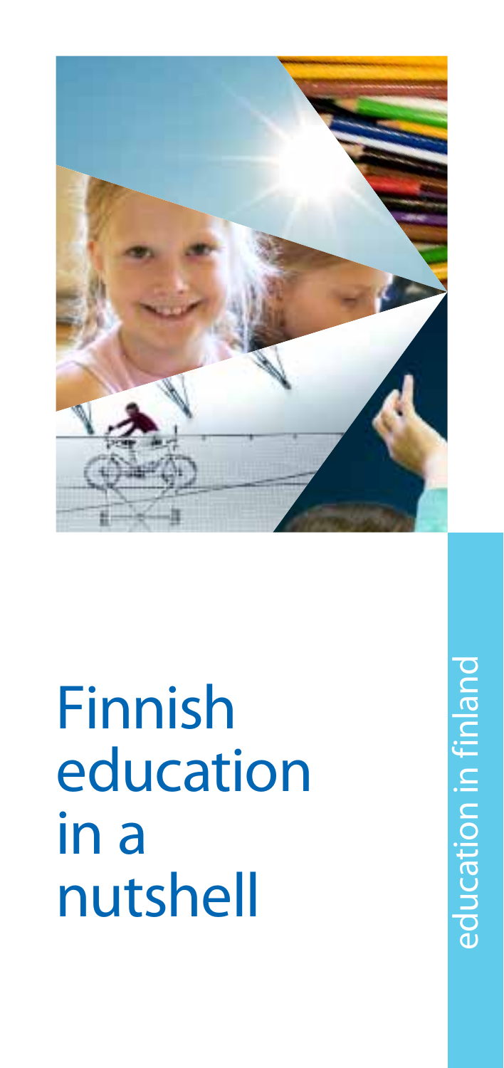# Finnish education in a nutshell

education in finland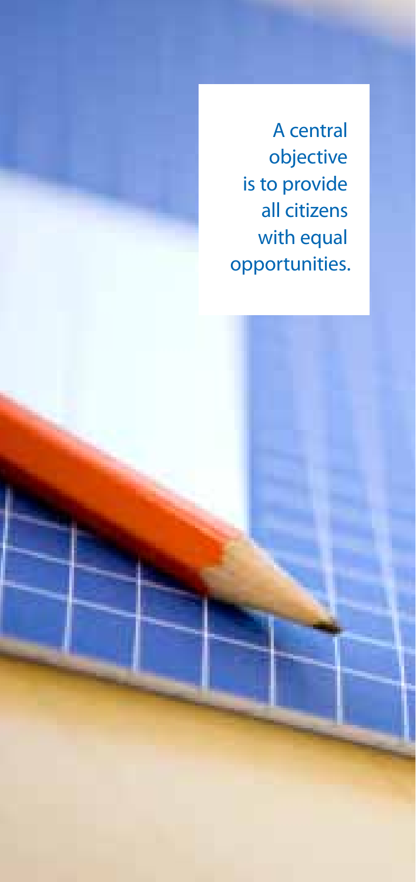A central objective is to provide all citizens with equal opportunities.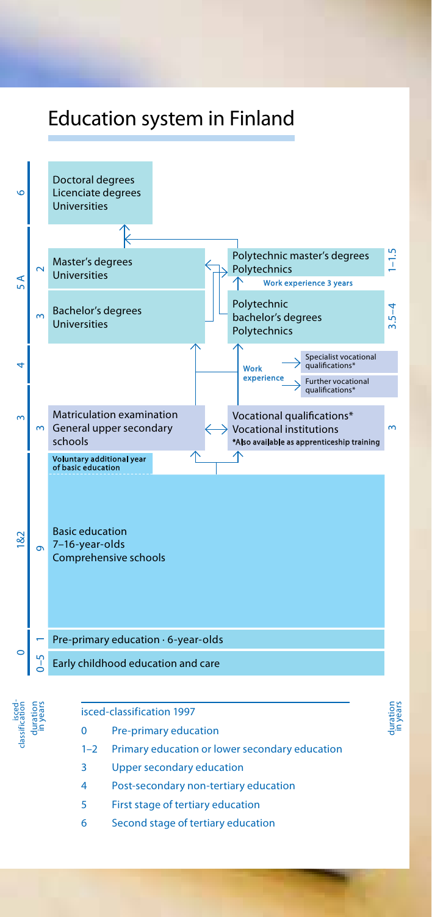# Education system in Finland

| isced-classification | duration in years | | | duration in years |
|---|---|---|---|---|
| 6 | | Doctoral degrees<br>Licenciate degrees<br>Universities | | |
| 5 A | 2 | Master's degrees<br>Universities | Polytechnic master's degrees<br>Polytechnics<br>Work experience 3 years | 1–1.5 |
| | 3 | Bachelor's degrees<br>Universities | Polytechnic bachelor's degrees<br>Polytechnics | 3.5–4 |
| 4 | | | Work experience → Specialist vocational qualifications*<br>Further vocational qualifications* | |
| 3 | 3 | Matriculation examination<br>General upper secondary schools | Vocational qualifications*<br>Vocational institutions<br>*Also available as apprenticeship training | 3 |
| | | Voluntary additional year of basic education | | |
| 1&2 | 9 | Basic education<br>7–16-year-olds<br>Comprehensive schools | | |
| 0 | 1 | Pre-primary education · 6-year-olds | | |
| | 0–5 | Early childhood education and care | | |

isced-classification 1997

- 0 Pre-primary education
- 1–2 Primary education or lower secondary education
- 3 Upper secondary education
- 4 Post-secondary non-tertiary education
- 5 First stage of tertiary education
- 6 Second stage of tertiary education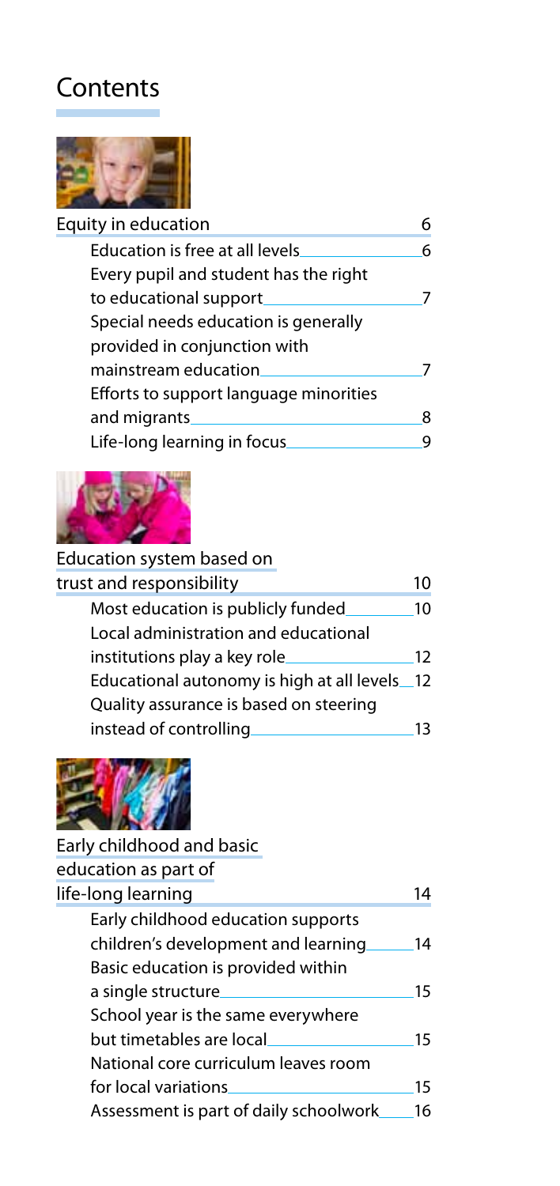# Contents

| | |
|---|---|
| **Equity in education** | **6** |
| Education is free at all levels | 6 |
| Every pupil and student has the right to educational support | 7 |
| Special needs education is generally provided in conjunction with mainstream education | 7 |
| Efforts to support language minorities and migrants | 8 |
| Life-long learning in focus | 9 |
| **Education system based on trust and responsibility** | **10** |
| Most education is publicly funded | 10 |
| Local administration and educational institutions play a key role | 12 |
| Educational autonomy is high at all levels | 12 |
| Quality assurance is based on steering instead of controlling | 13 |
| **Early childhood and basic education as part of life-long learning** | **14** |
| Early childhood education supports children's development and learning | 14 |
| Basic education is provided within a single structure | 15 |
| School year is the same everywhere but timetables are local | 15 |
| National core curriculum leaves room for local variations | 15 |
| Assessment is part of daily schoolwork | 16 |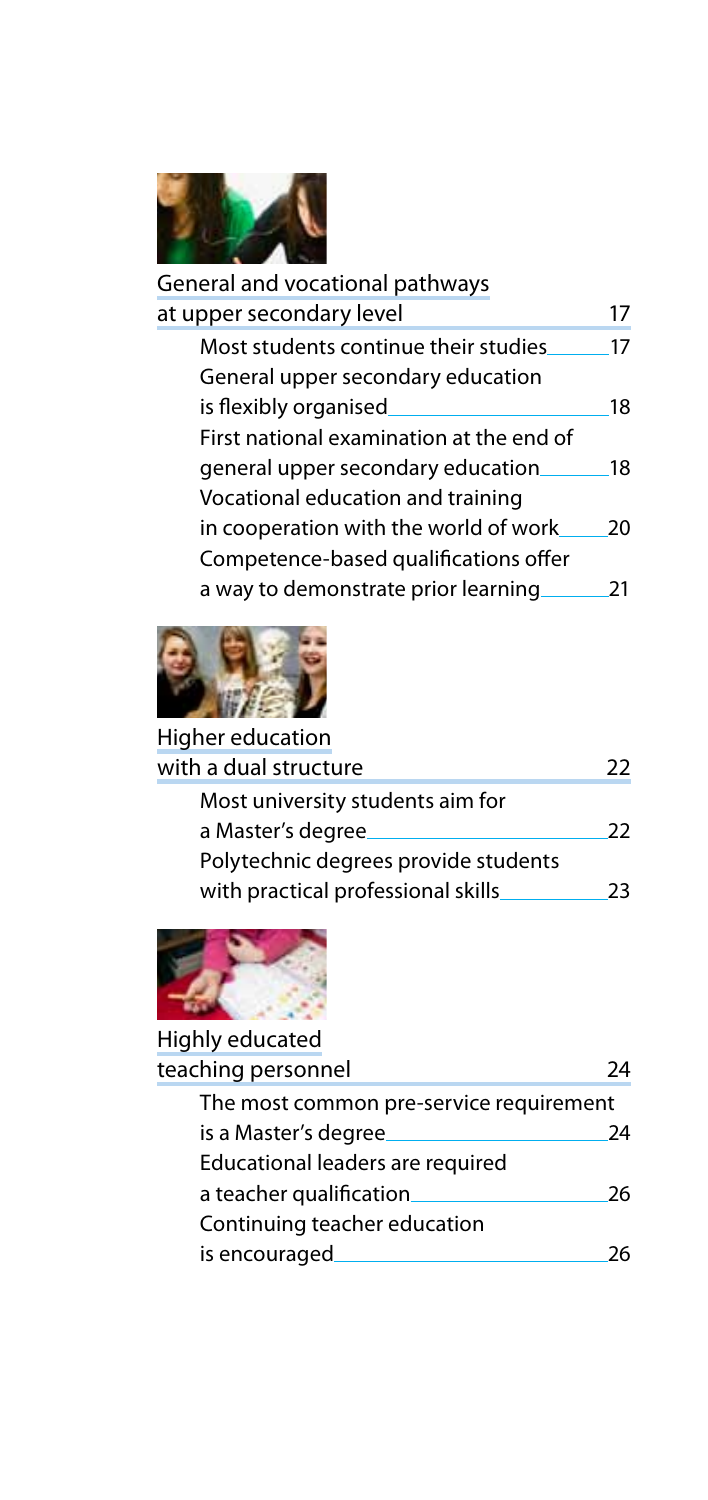## General and vocational pathways at upper secondary level — 17

- Most students continue their studies — 17
- General upper secondary education is flexibly organised — 18
- First national examination at the end of general upper secondary education — 18
- Vocational education and training in cooperation with the world of work — 20
- Competence-based qualifications offer a way to demonstrate prior learning — 21

## Higher education with a dual structure — 22

- Most university students aim for a Master's degree — 22
- Polytechnic degrees provide students with practical professional skills — 23

## Highly educated teaching personnel — 24

- The most common pre-service requirement is a Master's degree — 24
- Educational leaders are required a teacher qualification — 26
- Continuing teacher education is encouraged — 26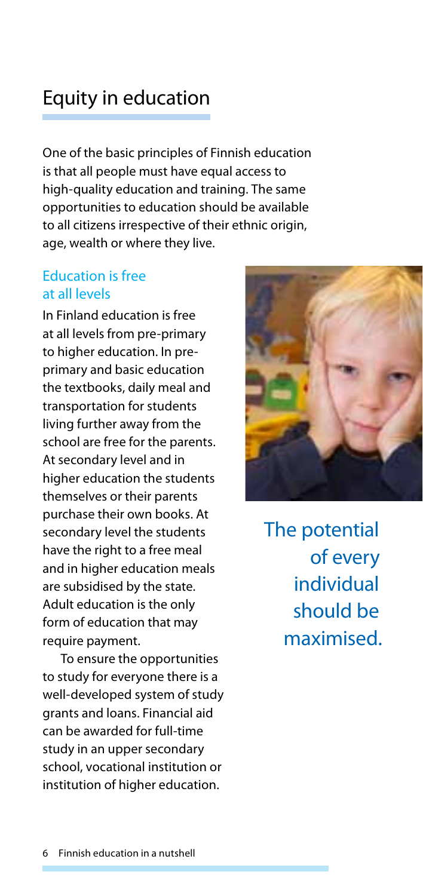# Equity in education

One of the basic principles of Finnish education is that all people must have equal access to high-quality education and training. The same opportunities to education should be available to all citizens irrespective of their ethnic origin, age, wealth or where they live.

## Education is free at all levels

In Finland education is free at all levels from pre-primary to higher education. In pre-primary and basic education the textbooks, daily meal and transportation for students living further away from the school are free for the parents. At secondary level and in higher education the students themselves or their parents purchase their own books. At secondary level the students have the right to a free meal and in higher education meals are subsidised by the state. Adult education is the only form of education that may require payment.

To ensure the opportunities to study for everyone there is a well-developed system of study grants and loans. Financial aid can be awarded for full-time study in an upper secondary school, vocational institution or institution of higher education.

The potential of every individual should be maximised.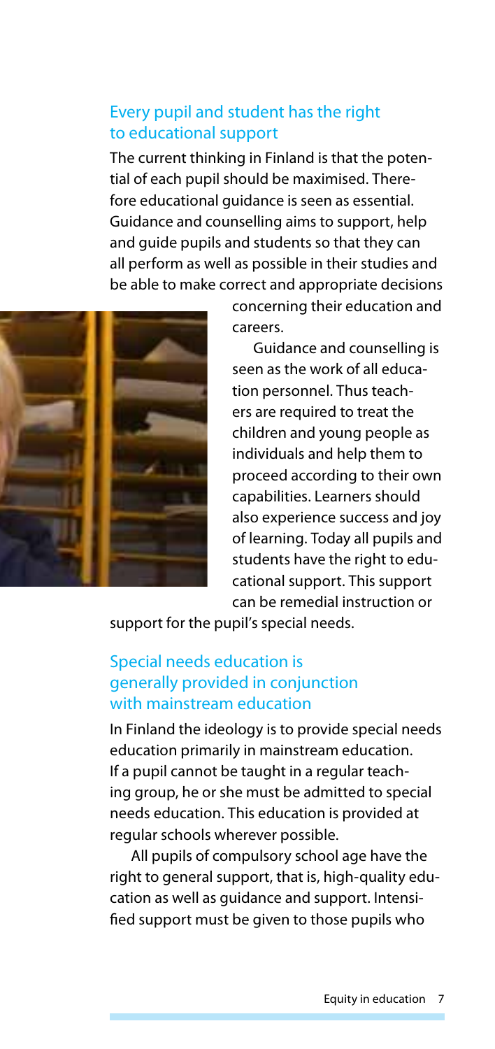## Every pupil and student has the right to educational support

The current thinking in Finland is that the potential of each pupil should be maximised. Therefore educational guidance is seen as essential. Guidance and counselling aims to support, help and guide pupils and students so that they can all perform as well as possible in their studies and be able to make correct and appropriate decisions concerning their education and careers.

Guidance and counselling is seen as the work of all education personnel. Thus teachers are required to treat the children and young people as individuals and help them to proceed according to their own capabilities. Learners should also experience success and joy of learning. Today all pupils and students have the right to educational support. This support can be remedial instruction or support for the pupil's special needs.

## Special needs education is generally provided in conjunction with mainstream education

In Finland the ideology is to provide special needs education primarily in mainstream education. If a pupil cannot be taught in a regular teaching group, he or she must be admitted to special needs education. This education is provided at regular schools wherever possible.

All pupils of compulsory school age have the right to general support, that is, high-quality education as well as guidance and support. Intensified support must be given to those pupils who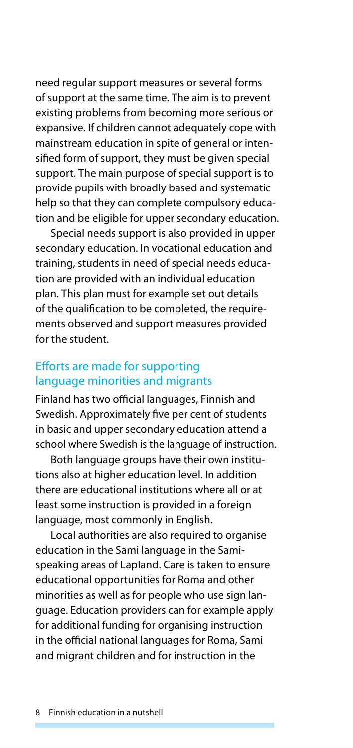need regular support measures or several forms of support at the same time. The aim is to prevent existing problems from becoming more serious or expansive. If children cannot adequately cope with mainstream education in spite of general or intensified form of support, they must be given special support. The main purpose of special support is to provide pupils with broadly based and systematic help so that they can complete compulsory education and be eligible for upper secondary education.

Special needs support is also provided in upper secondary education. In vocational education and training, students in need of special needs education are provided with an individual education plan. This plan must for example set out details of the qualification to be completed, the requirements observed and support measures provided for the student.

## Efforts are made for supporting language minorities and migrants

Finland has two official languages, Finnish and Swedish. Approximately five per cent of students in basic and upper secondary education attend a school where Swedish is the language of instruction.

Both language groups have their own institutions also at higher education level. In addition there are educational institutions where all or at least some instruction is provided in a foreign language, most commonly in English.

Local authorities are also required to organise education in the Sami language in the Sami-speaking areas of Lapland. Care is taken to ensure educational opportunities for Roma and other minorities as well as for people who use sign language. Education providers can for example apply for additional funding for organising instruction in the official national languages for Roma, Sami and migrant children and for instruction in the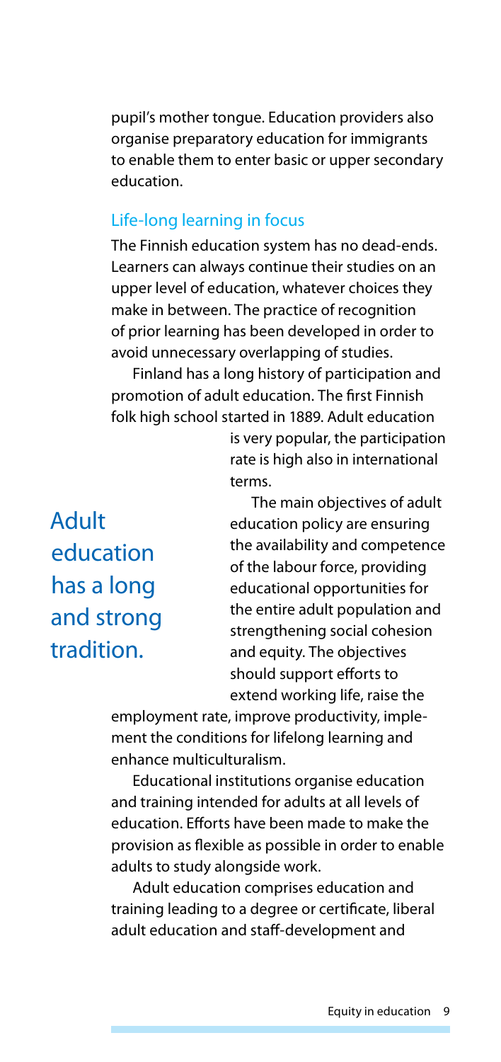pupil's mother tongue. Education providers also organise preparatory education for immigrants to enable them to enter basic or upper secondary education.

## Life-long learning in focus

The Finnish education system has no dead-ends. Learners can always continue their studies on an upper level of education, whatever choices they make in between. The practice of recognition of prior learning has been developed in order to avoid unnecessary overlapping of studies.

Finland has a long history of participation and promotion of adult education. The first Finnish folk high school started in 1889. Adult education is very popular, the participation rate is high also in international terms.

> Adult education has a long and strong tradition.

The main objectives of adult education policy are ensuring the availability and competence of the labour force, providing educational opportunities for the entire adult population and strengthening social cohesion and equity. The objectives should support efforts to extend working life, raise the employment rate, improve productivity, implement the conditions for lifelong learning and enhance multiculturalism.

Educational institutions organise education and training intended for adults at all levels of education. Efforts have been made to make the provision as flexible as possible in order to enable adults to study alongside work.

Adult education comprises education and training leading to a degree or certificate, liberal adult education and staff-development and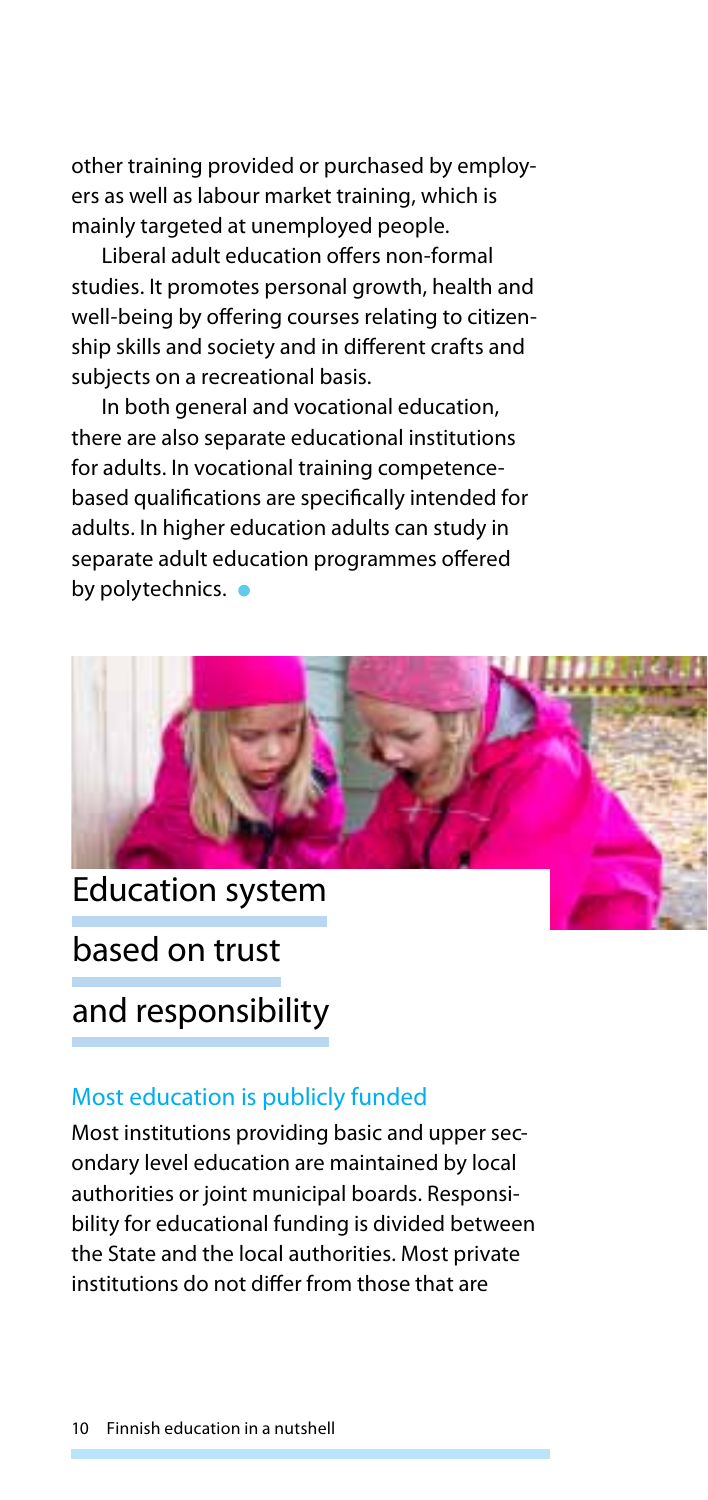other training provided or purchased by employers as well as labour market training, which is mainly targeted at unemployed people.

Liberal adult education offers non-formal studies. It promotes personal growth, health and well-being by offering courses relating to citizenship skills and society and in different crafts and subjects on a recreational basis.

In both general and vocational education, there are also separate educational institutions for adults. In vocational training competence-based qualifications are specifically intended for adults. In higher education adults can study in separate adult education programmes offered by polytechnics.

# Education system based on trust and responsibility

## Most education is publicly funded

Most institutions providing basic and upper secondary level education are maintained by local authorities or joint municipal boards. Responsibility for educational funding is divided between the State and the local authorities. Most private institutions do not differ from those that are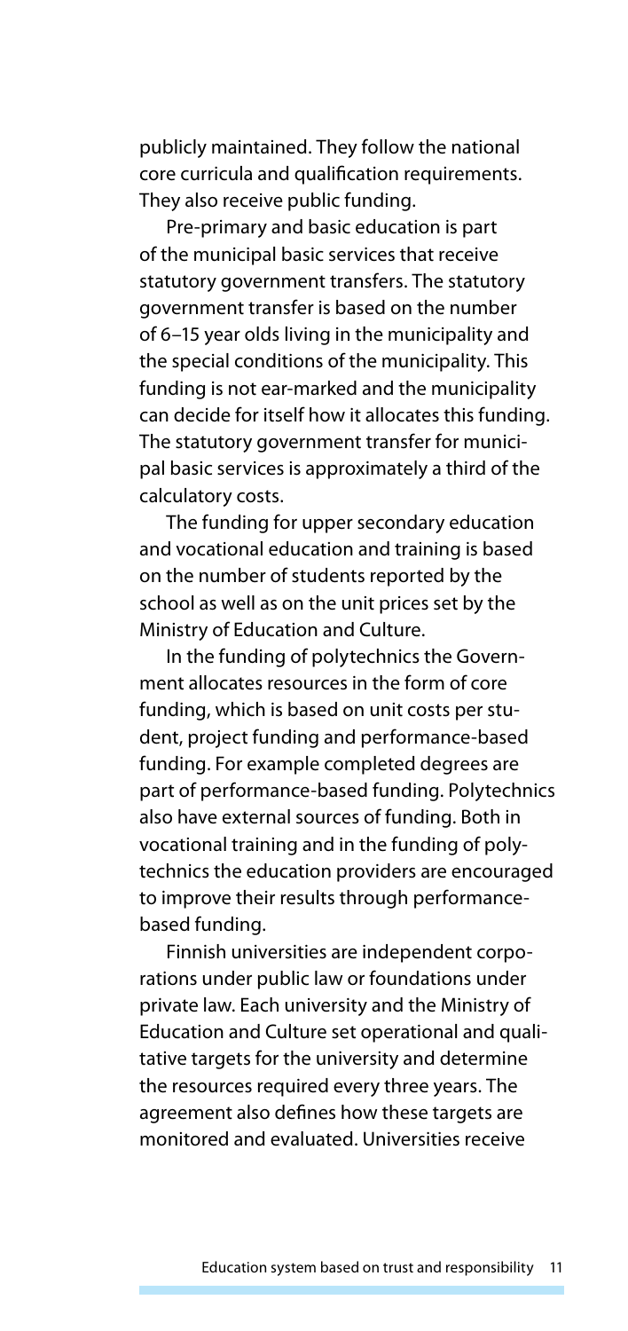publicly maintained. They follow the national core curricula and qualification requirements. They also receive public funding.

Pre-primary and basic education is part of the municipal basic services that receive statutory government transfers. The statutory government transfer is based on the number of 6–15 year olds living in the municipality and the special conditions of the municipality. This funding is not ear-marked and the municipality can decide for itself how it allocates this funding. The statutory government transfer for municipal basic services is approximately a third of the calculatory costs.

The funding for upper secondary education and vocational education and training is based on the number of students reported by the school as well as on the unit prices set by the Ministry of Education and Culture.

In the funding of polytechnics the Government allocates resources in the form of core funding, which is based on unit costs per student, project funding and performance-based funding. For example completed degrees are part of performance-based funding. Polytechnics also have external sources of funding. Both in vocational training and in the funding of polytechnics the education providers are encouraged to improve their results through performance-based funding.

Finnish universities are independent corporations under public law or foundations under private law. Each university and the Ministry of Education and Culture set operational and qualitative targets for the university and determine the resources required every three years. The agreement also defines how these targets are monitored and evaluated. Universities receive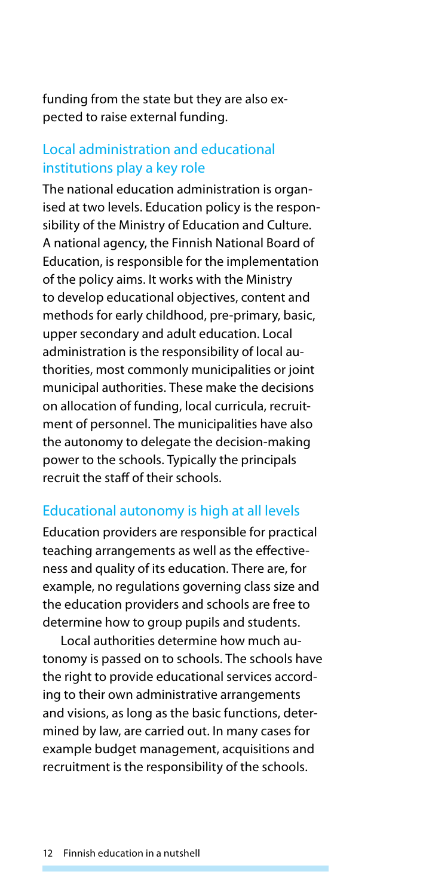funding from the state but they are also expected to raise external funding.

## Local administration and educational institutions play a key role

The national education administration is organised at two levels. Education policy is the responsibility of the Ministry of Education and Culture. A national agency, the Finnish National Board of Education, is responsible for the implementation of the policy aims. It works with the Ministry to develop educational objectives, content and methods for early childhood, pre-primary, basic, upper secondary and adult education. Local administration is the responsibility of local authorities, most commonly municipalities or joint municipal authorities. These make the decisions on allocation of funding, local curricula, recruitment of personnel. The municipalities have also the autonomy to delegate the decision-making power to the schools. Typically the principals recruit the staff of their schools.

## Educational autonomy is high at all levels

Education providers are responsible for practical teaching arrangements as well as the effectiveness and quality of its education. There are, for example, no regulations governing class size and the education providers and schools are free to determine how to group pupils and students.

Local authorities determine how much autonomy is passed on to schools. The schools have the right to provide educational services according to their own administrative arrangements and visions, as long as the basic functions, determined by law, are carried out. In many cases for example budget management, acquisitions and recruitment is the responsibility of the schools.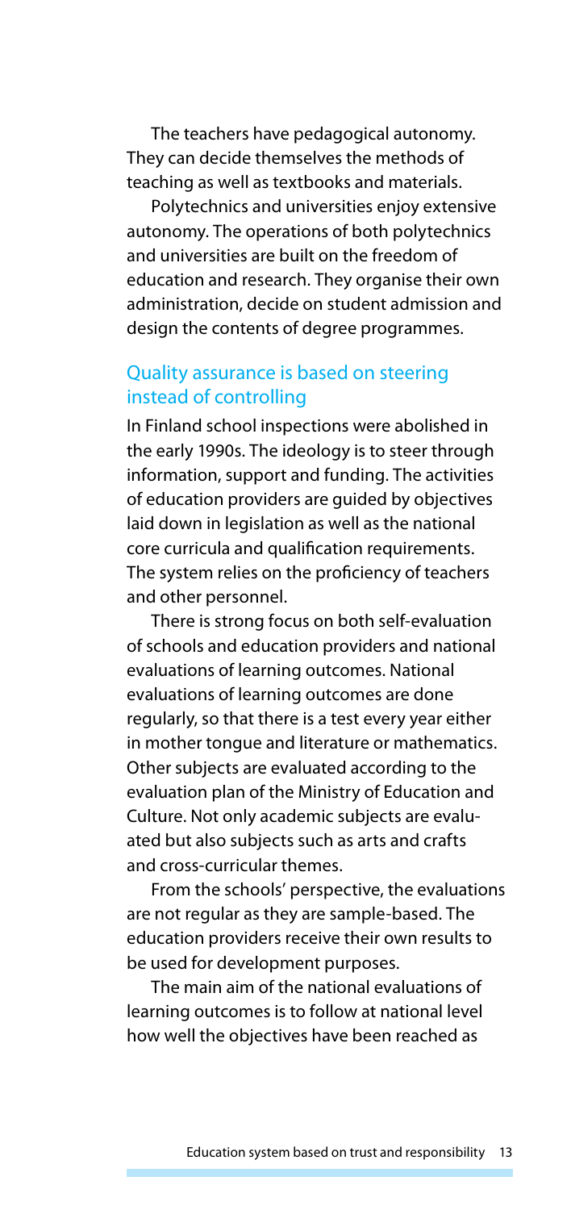The teachers have pedagogical autonomy. They can decide themselves the methods of teaching as well as textbooks and materials.

Polytechnics and universities enjoy extensive autonomy. The operations of both polytechnics and universities are built on the freedom of education and research. They organise their own administration, decide on student admission and design the contents of degree programmes.

## Quality assurance is based on steering instead of controlling

In Finland school inspections were abolished in the early 1990s. The ideology is to steer through information, support and funding. The activities of education providers are guided by objectives laid down in legislation as well as the national core curricula and qualification requirements. The system relies on the proficiency of teachers and other personnel.

There is strong focus on both self-evaluation of schools and education providers and national evaluations of learning outcomes. National evaluations of learning outcomes are done regularly, so that there is a test every year either in mother tongue and literature or mathematics. Other subjects are evaluated according to the evaluation plan of the Ministry of Education and Culture. Not only academic subjects are evaluated but also subjects such as arts and crafts and cross-curricular themes.

From the schools' perspective, the evaluations are not regular as they are sample-based. The education providers receive their own results to be used for development purposes.

The main aim of the national evaluations of learning outcomes is to follow at national level how well the objectives have been reached as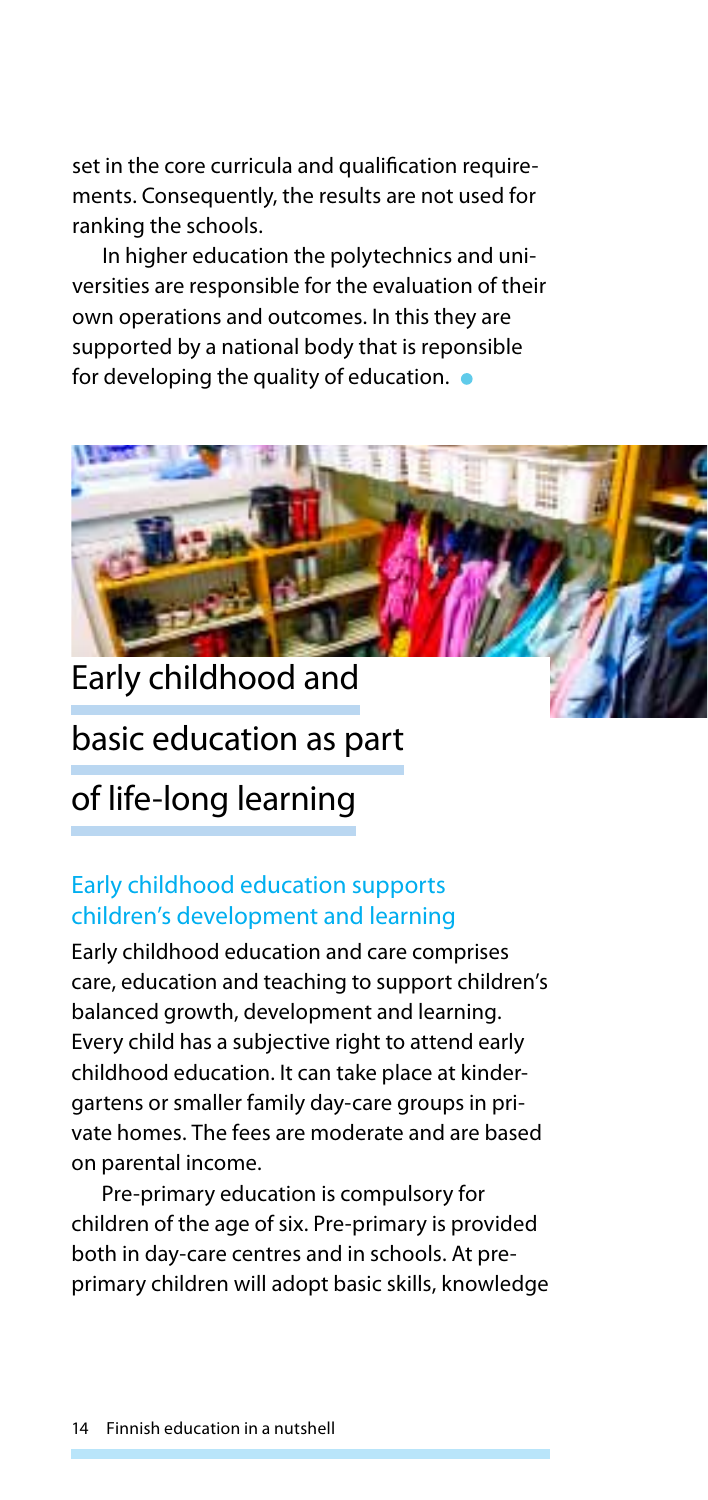set in the core curricula and qualification requirements. Consequently, the results are not used for ranking the schools.

In higher education the polytechnics and universities are responsible for the evaluation of their own operations and outcomes. In this they are supported by a national body that is reponsible for developing the quality of education.

# Early childhood and basic education as part of life-long learning

## Early childhood education supports children's development and learning

Early childhood education and care comprises care, education and teaching to support children's balanced growth, development and learning. Every child has a subjective right to attend early childhood education. It can take place at kindergartens or smaller family day-care groups in private homes. The fees are moderate and are based on parental income.

Pre-primary education is compulsory for children of the age of six. Pre-primary is provided both in day-care centres and in schools. At pre-primary children will adopt basic skills, knowledge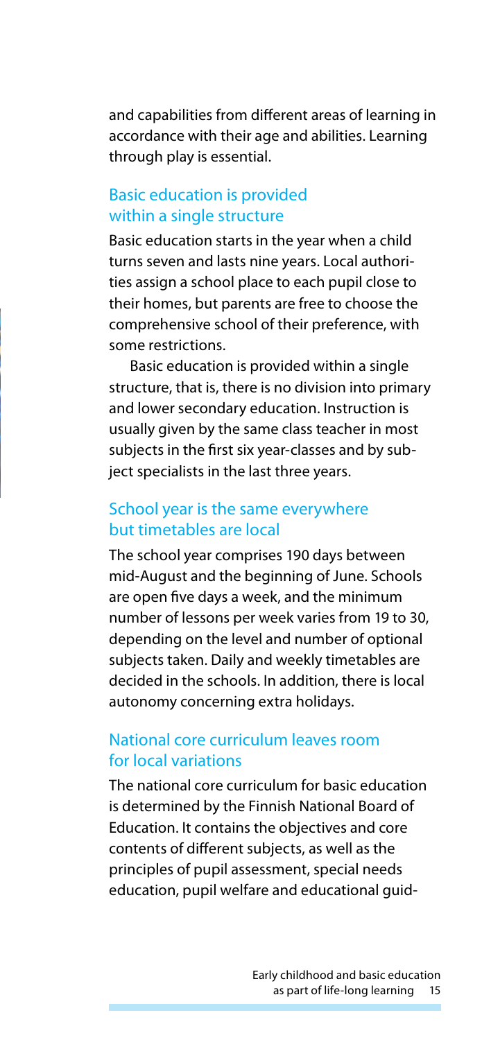and capabilities from different areas of learning in accordance with their age and abilities. Learning through play is essential.

## Basic education is provided within a single structure

Basic education starts in the year when a child turns seven and lasts nine years. Local authorities assign a school place to each pupil close to their homes, but parents are free to choose the comprehensive school of their preference, with some restrictions.

Basic education is provided within a single structure, that is, there is no division into primary and lower secondary education. Instruction is usually given by the same class teacher in most subjects in the first six year-classes and by subject specialists in the last three years.

## School year is the same everywhere but timetables are local

The school year comprises 190 days between mid-August and the beginning of June. Schools are open five days a week, and the minimum number of lessons per week varies from 19 to 30, depending on the level and number of optional subjects taken. Daily and weekly timetables are decided in the schools. In addition, there is local autonomy concerning extra holidays.

## National core curriculum leaves room for local variations

The national core curriculum for basic education is determined by the Finnish National Board of Education. It contains the objectives and core contents of different subjects, as well as the principles of pupil assessment, special needs education, pupil welfare and educational guid-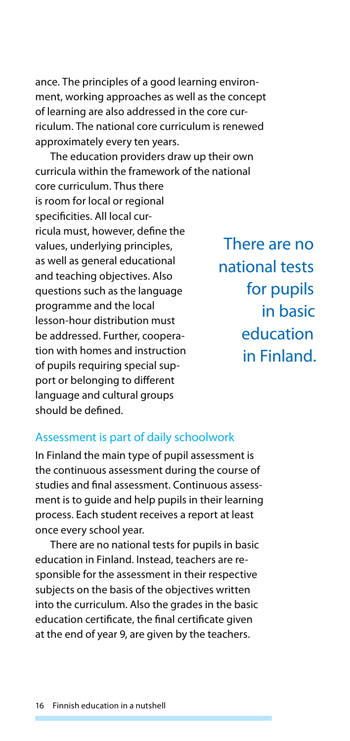ance. The principles of a good learning environment, working approaches as well as the concept of learning are also addressed in the core curriculum. The national core curriculum is renewed approximately every ten years.

The education providers draw up their own curricula within the framework of the national core curriculum. Thus there is room for local or regional specificities. All local curricula must, however, define the values, underlying principles, as well as general educational and teaching objectives. Also questions such as the language programme and the local lesson-hour distribution must be addressed. Further, cooperation with homes and instruction of pupils requiring special support or belonging to different language and cultural groups should be defined.

> There are no national tests for pupils in basic education in Finland.

## Assessment is part of daily schoolwork

In Finland the main type of pupil assessment is the continuous assessment during the course of studies and final assessment. Continuous assessment is to guide and help pupils in their learning process. Each student receives a report at least once every school year.

There are no national tests for pupils in basic education in Finland. Instead, teachers are responsible for the assessment in their respective subjects on the basis of the objectives written into the curriculum. Also the grades in the basic education certificate, the final certificate given at the end of year 9, are given by the teachers.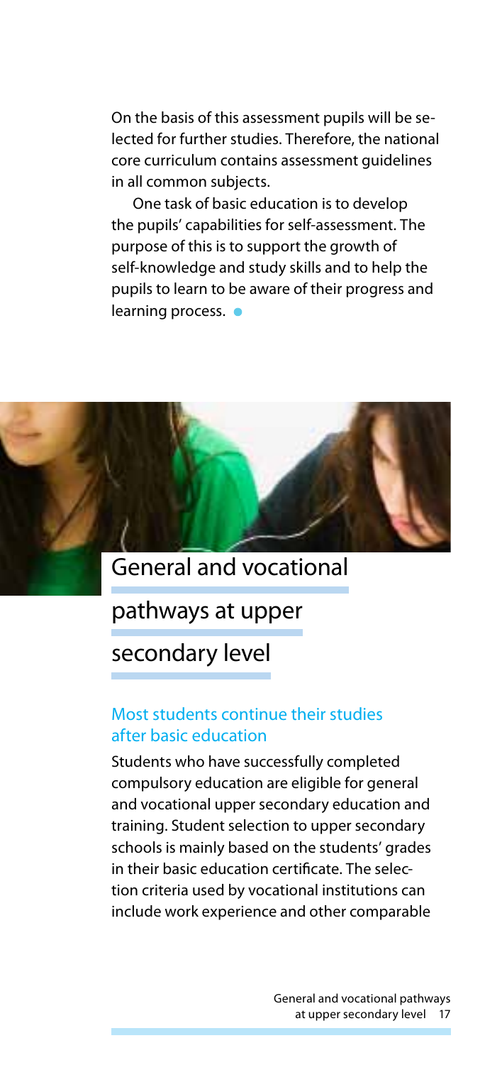On the basis of this assessment pupils will be selected for further studies. Therefore, the national core curriculum contains assessment guidelines in all common subjects.

One task of basic education is to develop the pupils' capabilities for self-assessment. The purpose of this is to support the growth of self-knowledge and study skills and to help the pupils to learn to be aware of their progress and learning process.

# General and vocational pathways at upper secondary level

## Most students continue their studies after basic education

Students who have successfully completed compulsory education are eligible for general and vocational upper secondary education and training. Student selection to upper secondary schools is mainly based on the students' grades in their basic education certificate. The selection criteria used by vocational institutions can include work experience and other comparable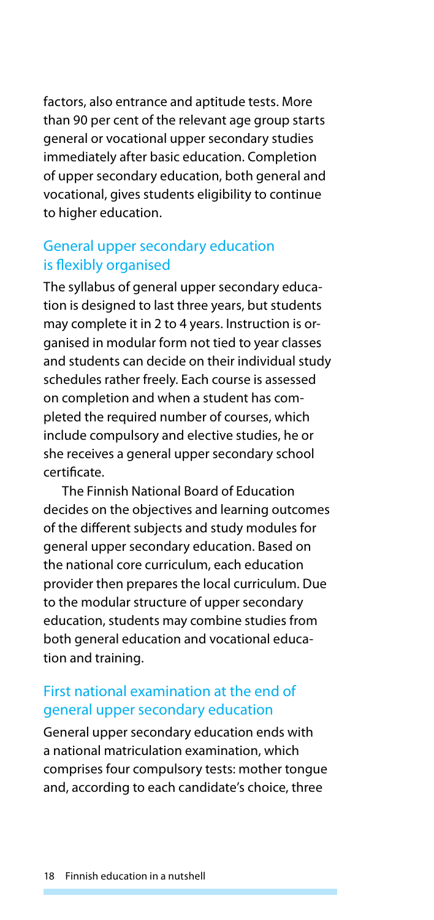factors, also entrance and aptitude tests. More than 90 per cent of the relevant age group starts general or vocational upper secondary studies immediately after basic education. Completion of upper secondary education, both general and vocational, gives students eligibility to continue to higher education.

## General upper secondary education is flexibly organised

The syllabus of general upper secondary education is designed to last three years, but students may complete it in 2 to 4 years. Instruction is organised in modular form not tied to year classes and students can decide on their individual study schedules rather freely. Each course is assessed on completion and when a student has completed the required number of courses, which include compulsory and elective studies, he or she receives a general upper secondary school certificate.

The Finnish National Board of Education decides on the objectives and learning outcomes of the different subjects and study modules for general upper secondary education. Based on the national core curriculum, each education provider then prepares the local curriculum. Due to the modular structure of upper secondary education, students may combine studies from both general education and vocational education and training.

## First national examination at the end of general upper secondary education

General upper secondary education ends with a national matriculation examination, which comprises four compulsory tests: mother tongue and, according to each candidate's choice, three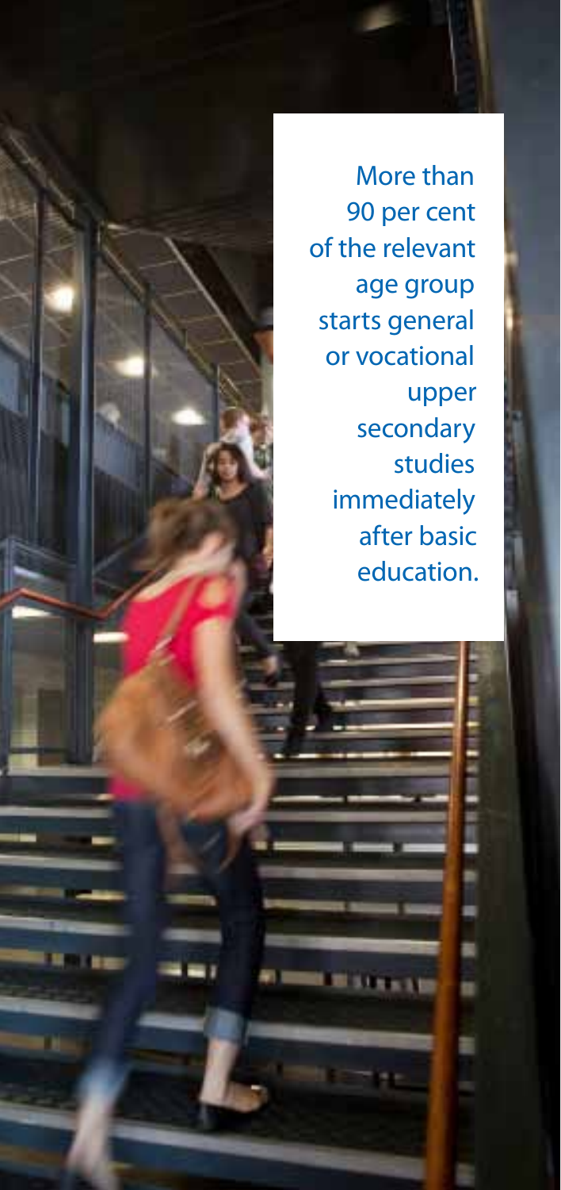More than 90 per cent of the relevant age group starts general or vocational upper secondary studies immediately after basic education.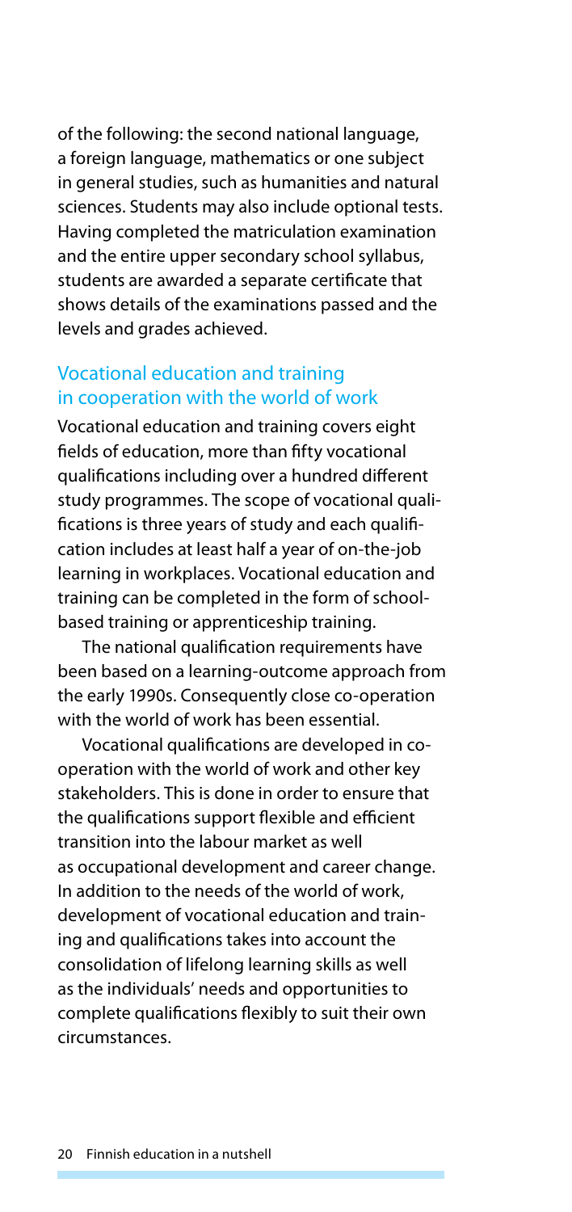of the following: the second national language, a foreign language, mathematics or one subject in general studies, such as humanities and natural sciences. Students may also include optional tests. Having completed the matriculation examination and the entire upper secondary school syllabus, students are awarded a separate certificate that shows details of the examinations passed and the levels and grades achieved.

## Vocational education and training in cooperation with the world of work

Vocational education and training covers eight fields of education, more than fifty vocational qualifications including over a hundred different study programmes. The scope of vocational qualifications is three years of study and each qualification includes at least half a year of on-the-job learning in workplaces. Vocational education and training can be completed in the form of school-based training or apprenticeship training.

The national qualification requirements have been based on a learning-outcome approach from the early 1990s. Consequently close co-operation with the world of work has been essential.

Vocational qualifications are developed in co-operation with the world of work and other key stakeholders. This is done in order to ensure that the qualifications support flexible and efficient transition into the labour market as well as occupational development and career change. In addition to the needs of the world of work, development of vocational education and training and qualifications takes into account the consolidation of lifelong learning skills as well as the individuals' needs and opportunities to complete qualifications flexibly to suit their own circumstances.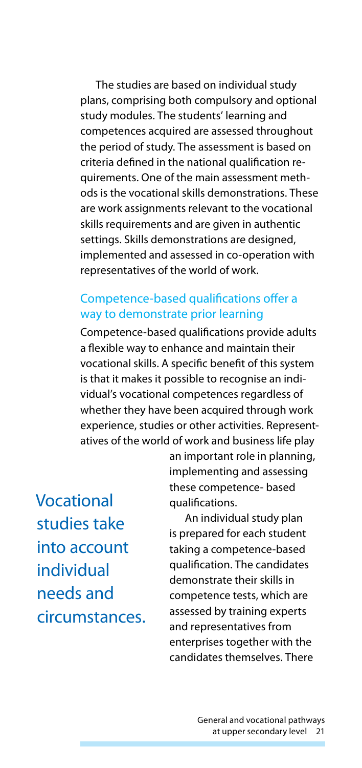The studies are based on individual study plans, comprising both compulsory and optional study modules. The students' learning and competences acquired are assessed throughout the period of study. The assessment is based on criteria defined in the national qualification requirements. One of the main assessment methods is the vocational skills demonstrations. These are work assignments relevant to the vocational skills requirements and are given in authentic settings. Skills demonstrations are designed, implemented and assessed in co-operation with representatives of the world of work.

## Competence-based qualifications offer a way to demonstrate prior learning

Competence-based qualifications provide adults a flexible way to enhance and maintain their vocational skills. A specific benefit of this system is that it makes it possible to recognise an individual's vocational competences regardless of whether they have been acquired through work experience, studies or other activities. Representatives of the world of work and business life play an important role in planning, implementing and assessing these competence- based qualifications.

> Vocational studies take into account individual needs and circumstances.

An individual study plan is prepared for each student taking a competence-based qualification. The candidates demonstrate their skills in competence tests, which are assessed by training experts and representatives from enterprises together with the candidates themselves. There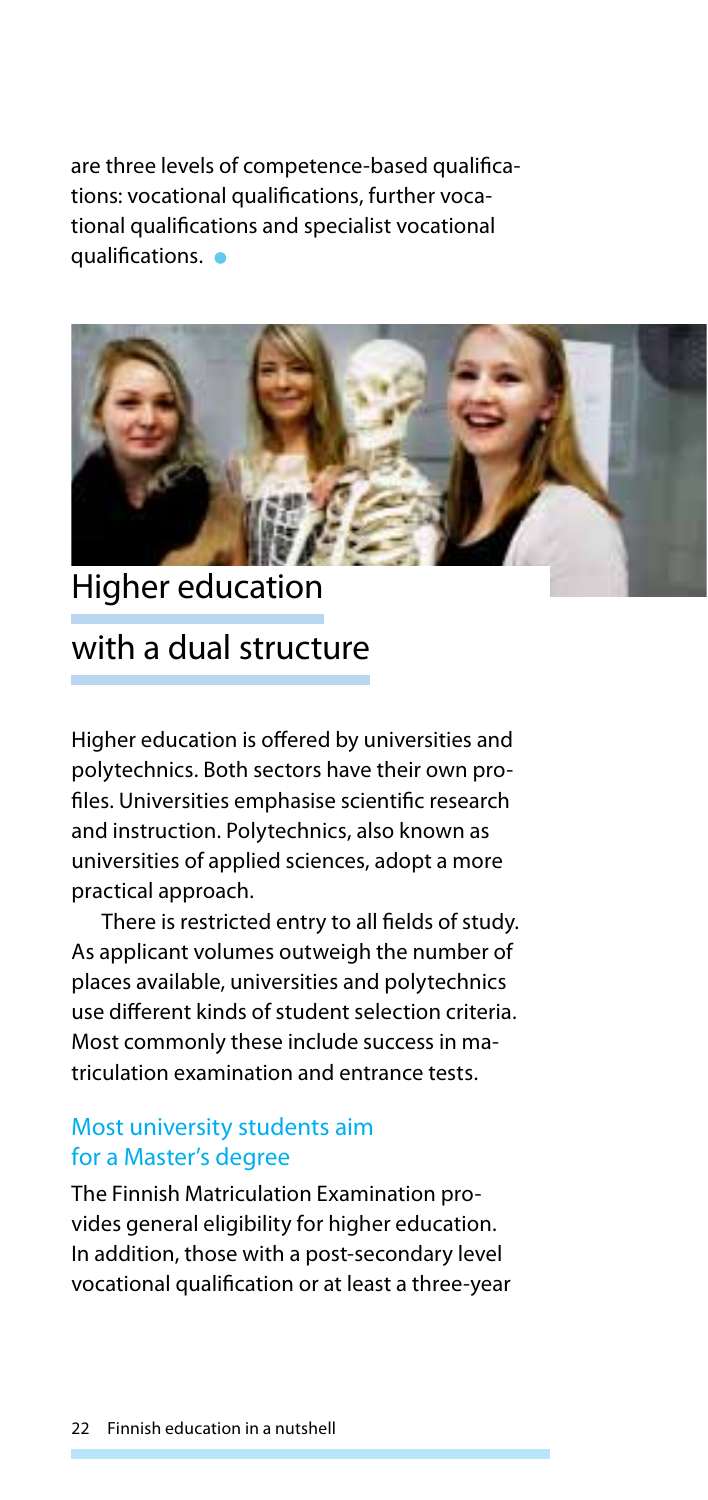are three levels of competence-based qualifications: vocational qualifications, further vocational qualifications and specialist vocational qualifications.

## Higher education with a dual structure

Higher education is offered by universities and polytechnics. Both sectors have their own profiles. Universities emphasise scientific research and instruction. Polytechnics, also known as universities of applied sciences, adopt a more practical approach.

There is restricted entry to all fields of study. As applicant volumes outweigh the number of places available, universities and polytechnics use different kinds of student selection criteria. Most commonly these include success in matriculation examination and entrance tests.

### Most university students aim for a Master's degree

The Finnish Matriculation Examination provides general eligibility for higher education. In addition, those with a post-secondary level vocational qualification or at least a three-year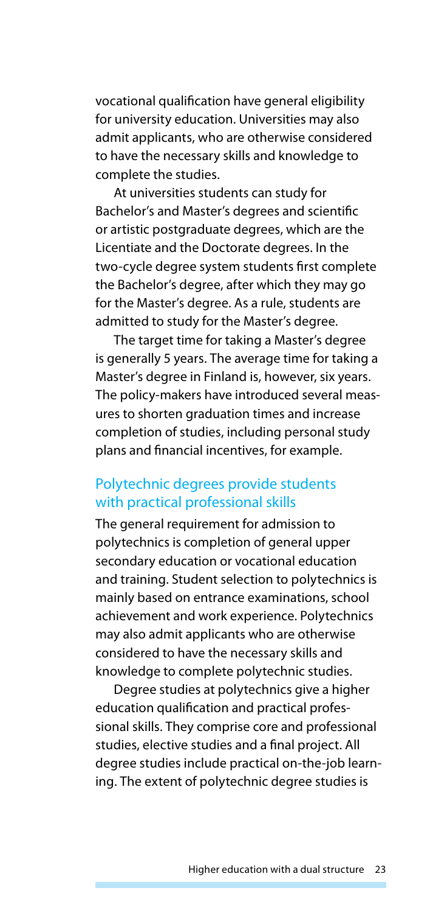vocational qualification have general eligibility for university education. Universities may also admit applicants, who are otherwise considered to have the necessary skills and knowledge to complete the studies.

At universities students can study for Bachelor's and Master's degrees and scientific or artistic postgraduate degrees, which are the Licentiate and the Doctorate degrees. In the two-cycle degree system students first complete the Bachelor's degree, after which they may go for the Master's degree. As a rule, students are admitted to study for the Master's degree.

The target time for taking a Master's degree is generally 5 years. The average time for taking a Master's degree in Finland is, however, six years. The policy-makers have introduced several measures to shorten graduation times and increase completion of studies, including personal study plans and financial incentives, for example.

## Polytechnic degrees provide students with practical professional skills

The general requirement for admission to polytechnics is completion of general upper secondary education or vocational education and training. Student selection to polytechnics is mainly based on entrance examinations, school achievement and work experience. Polytechnics may also admit applicants who are otherwise considered to have the necessary skills and knowledge to complete polytechnic studies.

Degree studies at polytechnics give a higher education qualification and practical professional skills. They comprise core and professional studies, elective studies and a final project. All degree studies include practical on-the-job learning. The extent of polytechnic degree studies is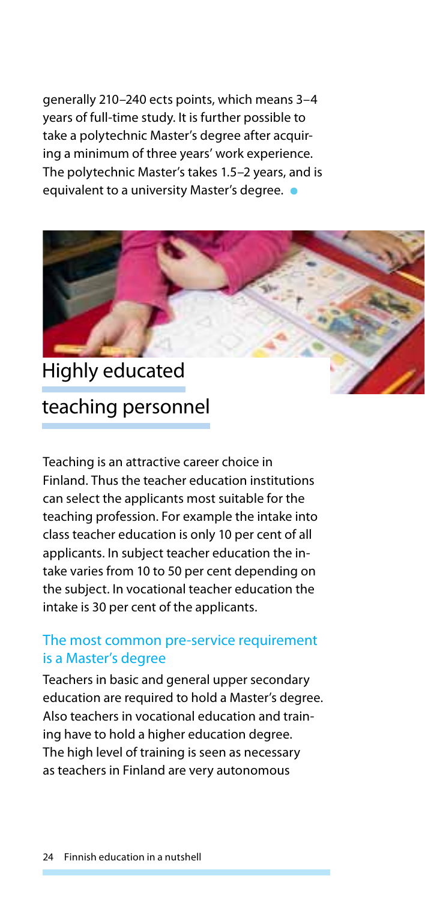generally 210–240 ects points, which means 3–4 years of full-time study. It is further possible to take a polytechnic Master's degree after acquiring a minimum of three years' work experience. The polytechnic Master's takes 1.5–2 years, and is equivalent to a university Master's degree.

## Highly educated teaching personnel

Teaching is an attractive career choice in Finland. Thus the teacher education institutions can select the applicants most suitable for the teaching profession. For example the intake into class teacher education is only 10 per cent of all applicants. In subject teacher education the intake varies from 10 to 50 per cent depending on the subject. In vocational teacher education the intake is 30 per cent of the applicants.

### The most common pre-service requirement is a Master's degree

Teachers in basic and general upper secondary education are required to hold a Master's degree. Also teachers in vocational education and training have to hold a higher education degree. The high level of training is seen as necessary as teachers in Finland are very autonomous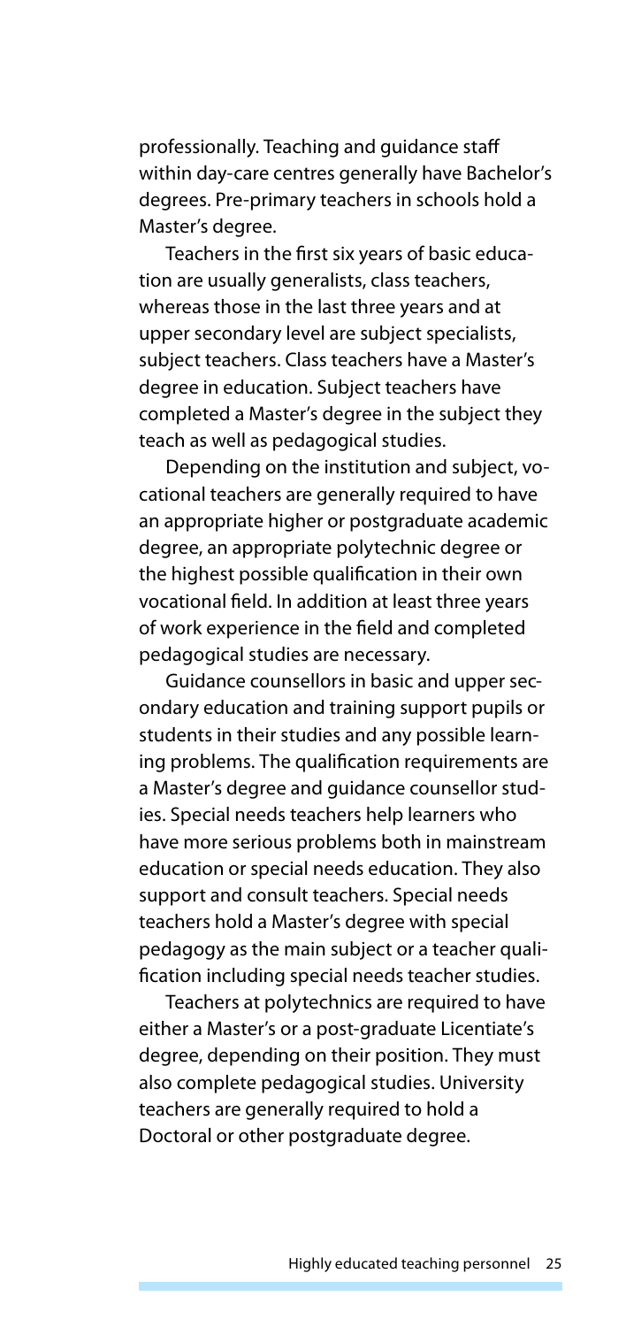professionally. Teaching and guidance staff within day-care centres generally have Bachelor's degrees. Pre-primary teachers in schools hold a Master's degree.

Teachers in the first six years of basic education are usually generalists, class teachers, whereas those in the last three years and at upper secondary level are subject specialists, subject teachers. Class teachers have a Master's degree in education. Subject teachers have completed a Master's degree in the subject they teach as well as pedagogical studies.

Depending on the institution and subject, vocational teachers are generally required to have an appropriate higher or postgraduate academic degree, an appropriate polytechnic degree or the highest possible qualification in their own vocational field. In addition at least three years of work experience in the field and completed pedagogical studies are necessary.

Guidance counsellors in basic and upper secondary education and training support pupils or students in their studies and any possible learning problems. The qualification requirements are a Master's degree and guidance counsellor studies. Special needs teachers help learners who have more serious problems both in mainstream education or special needs education. They also support and consult teachers. Special needs teachers hold a Master's degree with special pedagogy as the main subject or a teacher qualification including special needs teacher studies.

Teachers at polytechnics are required to have either a Master's or a post-graduate Licentiate's degree, depending on their position. They must also complete pedagogical studies. University teachers are generally required to hold a Doctoral or other postgraduate degree.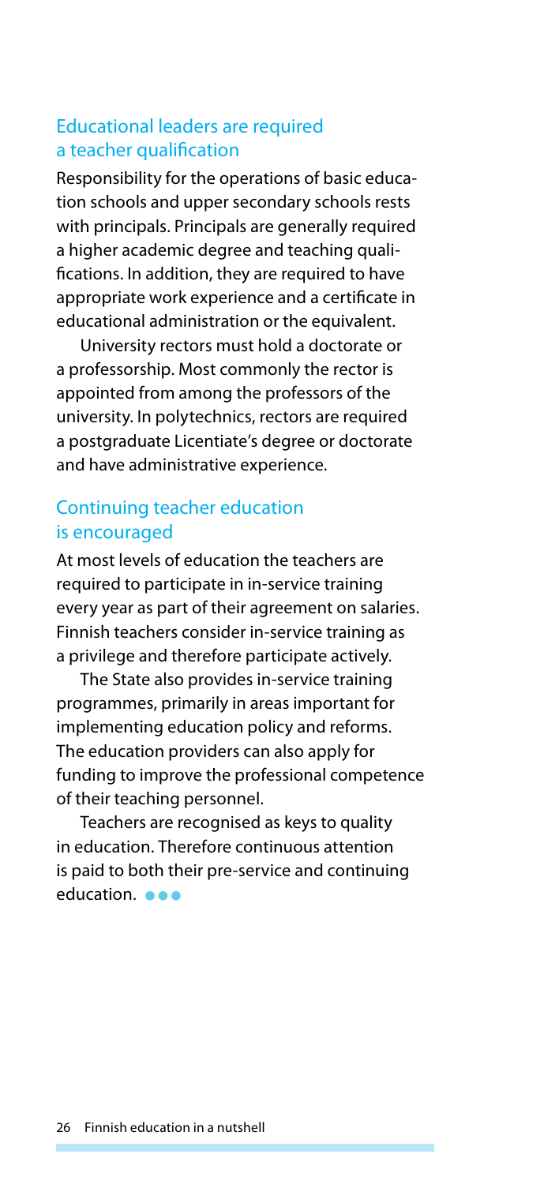## Educational leaders are required a teacher qualification

Responsibility for the operations of basic education schools and upper secondary schools rests with principals. Principals are generally required a higher academic degree and teaching qualifications. In addition, they are required to have appropriate work experience and a certificate in educational administration or the equivalent.

University rectors must hold a doctorate or a professorship. Most commonly the rector is appointed from among the professors of the university. In polytechnics, rectors are required a postgraduate Licentiate's degree or doctorate and have administrative experience.

## Continuing teacher education is encouraged

At most levels of education the teachers are required to participate in in-service training every year as part of their agreement on salaries. Finnish teachers consider in-service training as a privilege and therefore participate actively.

The State also provides in-service training programmes, primarily in areas important for implementing education policy and reforms. The education providers can also apply for funding to improve the professional competence of their teaching personnel.

Teachers are recognised as keys to quality in education. Therefore continuous attention is paid to both their pre-service and continuing education. ●●●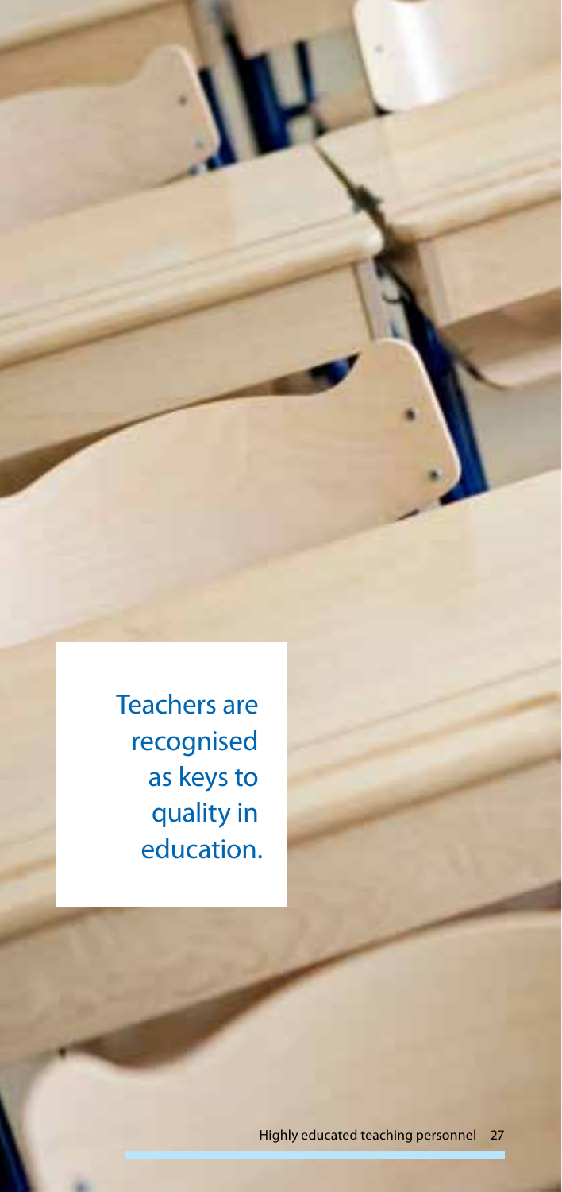Teachers are recognised as keys to quality in education.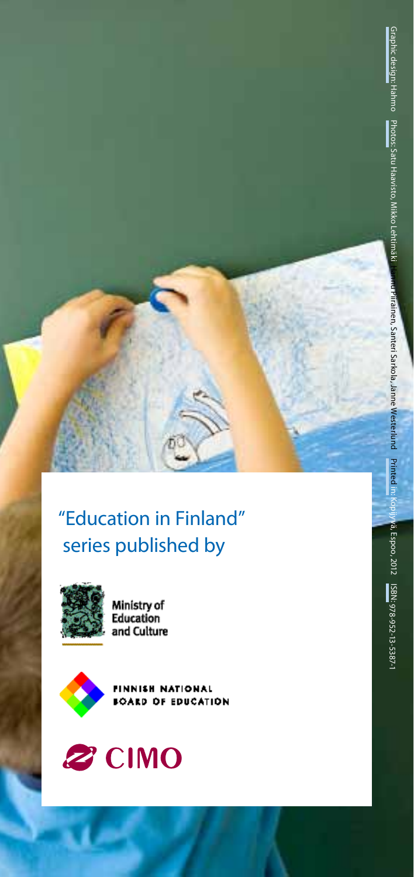"Education in Finland" series published by

Ministry of Education and Culture

FINNISH NATIONAL BOARD OF EDUCATION

CIMO

Graphic design: Hahmo Photos: Satu Haavisto, Mikko Lehtimäki, Hannu Piirainen, Santeri Sarkola, Janne Westerlund Printed in: Kopijyvä, Espoo, 2012 ISBN: 978-952-13-5387-1